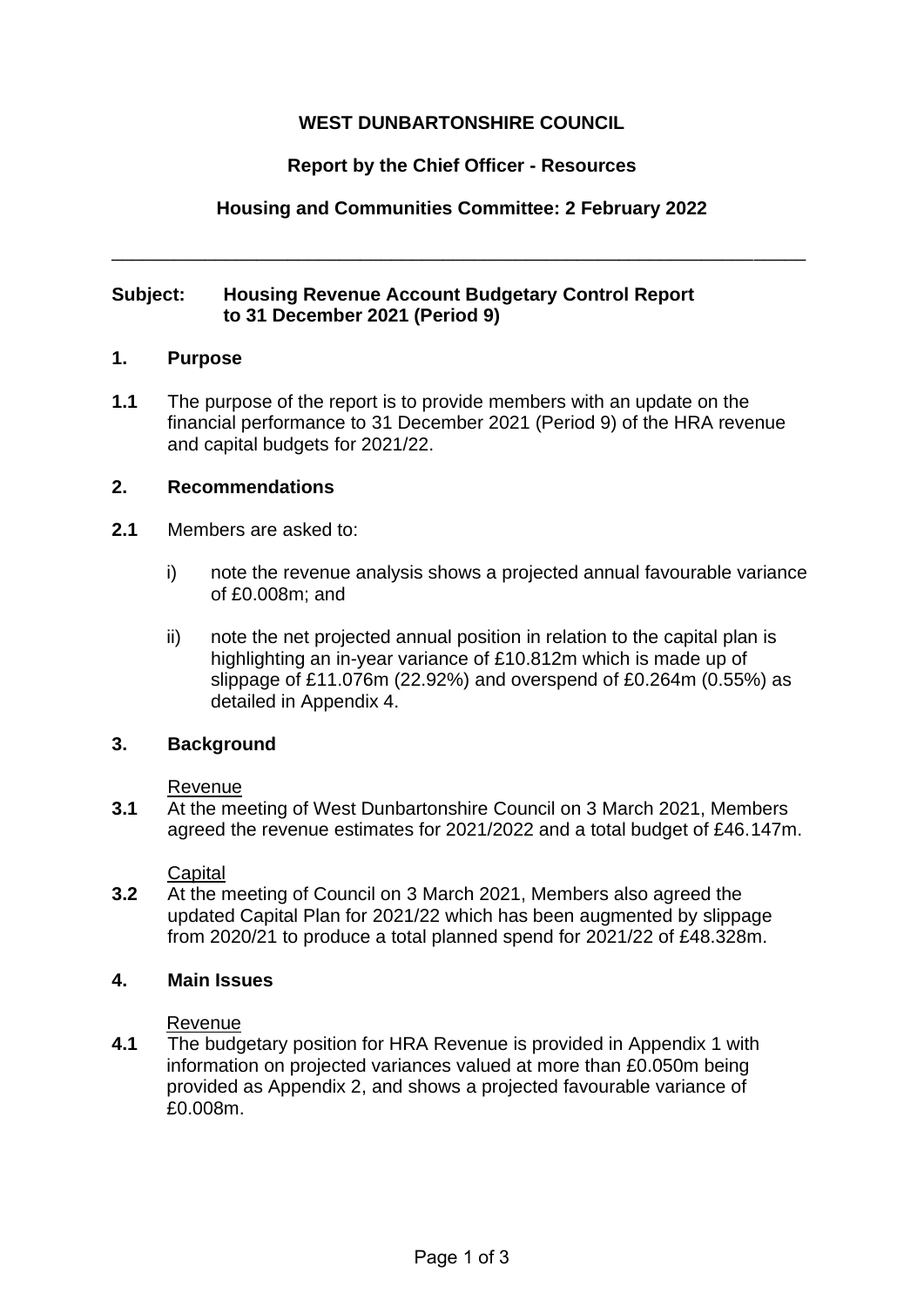**WEST DUNBARTONSHIRE COUNCIL**

**Report by the Chief Officer - Resources**

**Housing and Communities Committee: 2 February 2022**

---

**Subject: Housing Revenue Account Budgetary Control Report to 31 December 2021 (Period 9)**

## 1. Purpose

**1.1** The purpose of the report is to provide members with an update on the financial performance to 31 December 2021 (Period 9) of the HRA revenue and capital budgets for 2021/22.

## 2. Recommendations

**2.1** Members are asked to:

i) note the revenue analysis shows a projected annual favourable variance of £0.008m; and

ii) note the net projected annual position in relation to the capital plan is highlighting an in-year variance of £10.812m which is made up of slippage of £11.076m (22.92%) and overspend of £0.264m (0.55%) as detailed in Appendix 4.

## 3. Background

Revenue

**3.1** At the meeting of West Dunbartonshire Council on 3 March 2021, Members agreed the revenue estimates for 2021/2022 and a total budget of £46.147m.

Capital

**3.2** At the meeting of Council on 3 March 2021, Members also agreed the updated Capital Plan for 2021/22 which has been augmented by slippage from 2020/21 to produce a total planned spend for 2021/22 of £48.328m.

## 4. Main Issues

Revenue

**4.1** The budgetary position for HRA Revenue is provided in Appendix 1 with information on projected variances valued at more than £0.050m being provided as Appendix 2, and shows a projected favourable variance of £0.008m.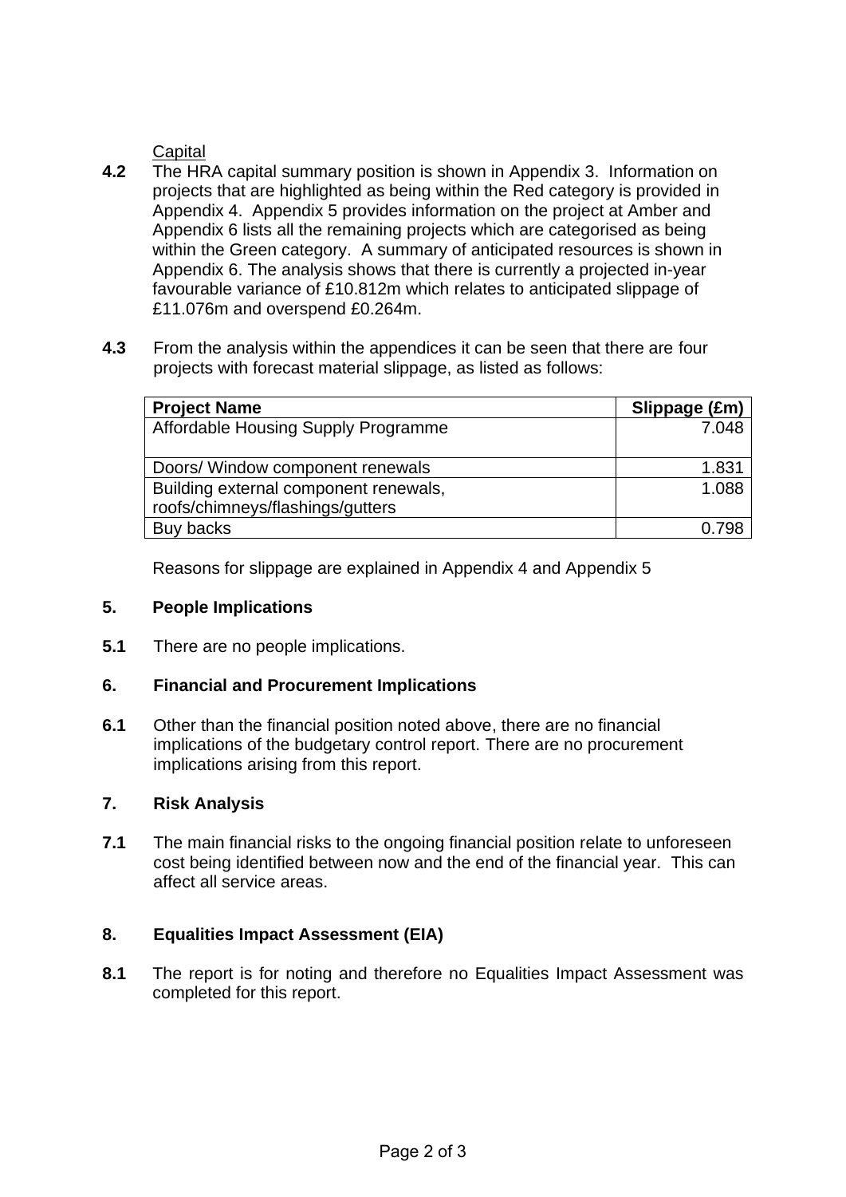Capital

**4.2** The HRA capital summary position is shown in Appendix 3. Information on projects that are highlighted as being within the Red category is provided in Appendix 4. Appendix 5 provides information on the project at Amber and Appendix 6 lists all the remaining projects which are categorised as being within the Green category. A summary of anticipated resources is shown in Appendix 6. The analysis shows that there is currently a projected in-year favourable variance of £10.812m which relates to anticipated slippage of £11.076m and overspend £0.264m.

**4.3** From the analysis within the appendices it can be seen that there are four projects with forecast material slippage, as listed as follows:

| **Project Name** | **Slippage (£m)** |
|---|---:|
| Affordable Housing Supply Programme | 7.048 |
| Doors/ Window component renewals | 1.831 |
| Building external component renewals, roofs/chimneys/flashings/gutters | 1.088 |
| Buy backs | 0.798 |

Reasons for slippage are explained in Appendix 4 and Appendix 5

## 5. People Implications

**5.1** There are no people implications.

## 6. Financial and Procurement Implications

**6.1** Other than the financial position noted above, there are no financial implications of the budgetary control report. There are no procurement implications arising from this report.

## 7. Risk Analysis

**7.1** The main financial risks to the ongoing financial position relate to unforeseen cost being identified between now and the end of the financial year. This can affect all service areas.

## 8. Equalities Impact Assessment (EIA)

**8.1** The report is for noting and therefore no Equalities Impact Assessment was completed for this report.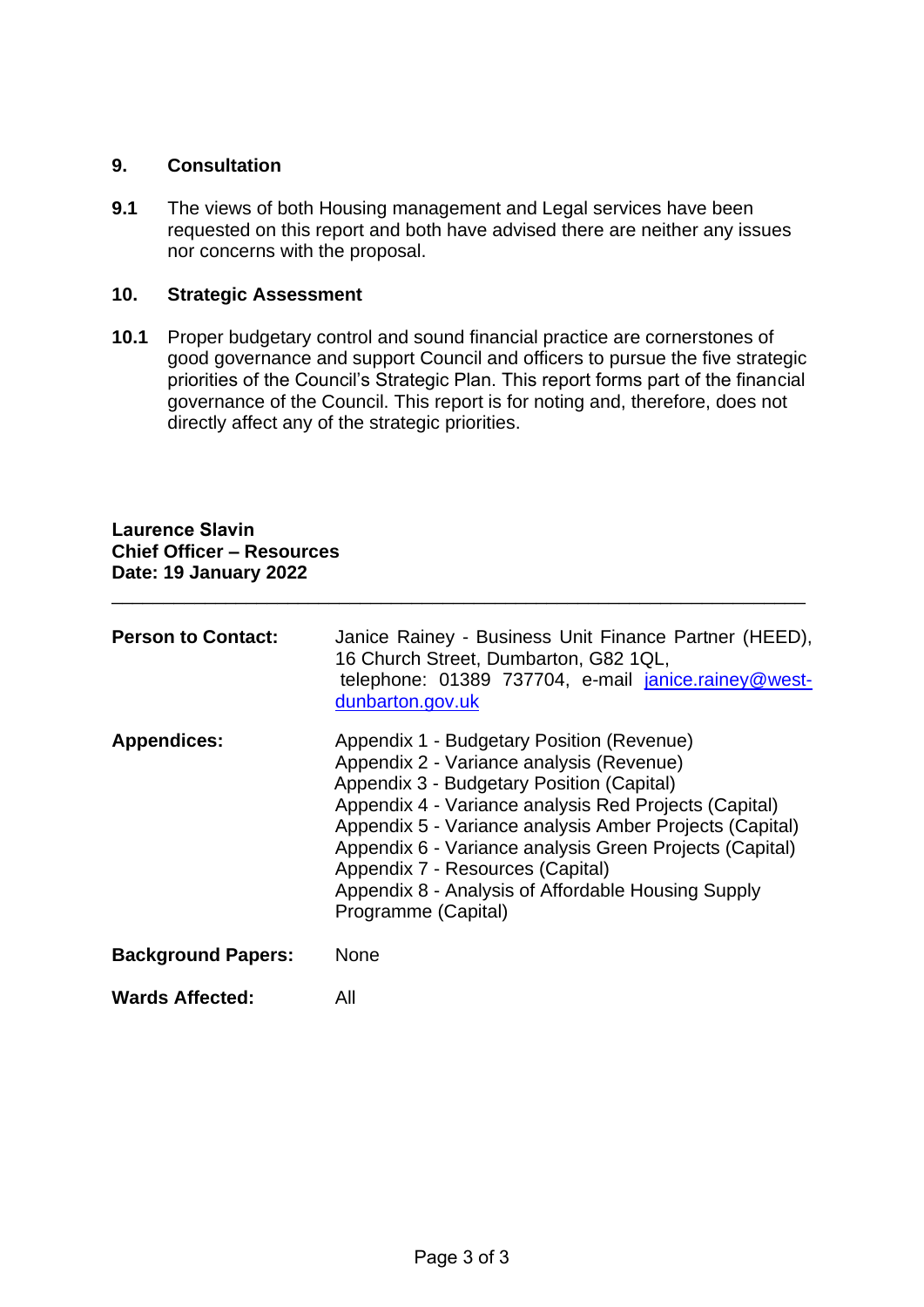## 9. Consultation

**9.1** The views of both Housing management and Legal services have been requested on this report and both have advised there are neither any issues nor concerns with the proposal.

## 10. Strategic Assessment

**10.1** Proper budgetary control and sound financial practice are cornerstones of good governance and support Council and officers to pursue the five strategic priorities of the Council's Strategic Plan. This report forms part of the financial governance of the Council. This report is for noting and, therefore, does not directly affect any of the strategic priorities.

**Laurence Slavin**
**Chief Officer – Resources**
**Date: 19 January 2022**

---

| | |
|---|---|
| **Person to Contact:** | Janice Rainey - Business Unit Finance Partner (HEED), 16 Church Street, Dumbarton, G82 1QL, telephone: 01389 737704, e-mail janice.rainey@west-dunbarton.gov.uk |
| **Appendices:** | Appendix 1 - Budgetary Position (Revenue)<br>Appendix 2 - Variance analysis (Revenue)<br>Appendix 3 - Budgetary Position (Capital)<br>Appendix 4 - Variance analysis Red Projects (Capital)<br>Appendix 5 - Variance analysis Amber Projects (Capital)<br>Appendix 6 - Variance analysis Green Projects (Capital)<br>Appendix 7 - Resources (Capital)<br>Appendix 8 - Analysis of Affordable Housing Supply Programme (Capital) |
| **Background Papers:** | None |
| **Wards Affected:** | All |